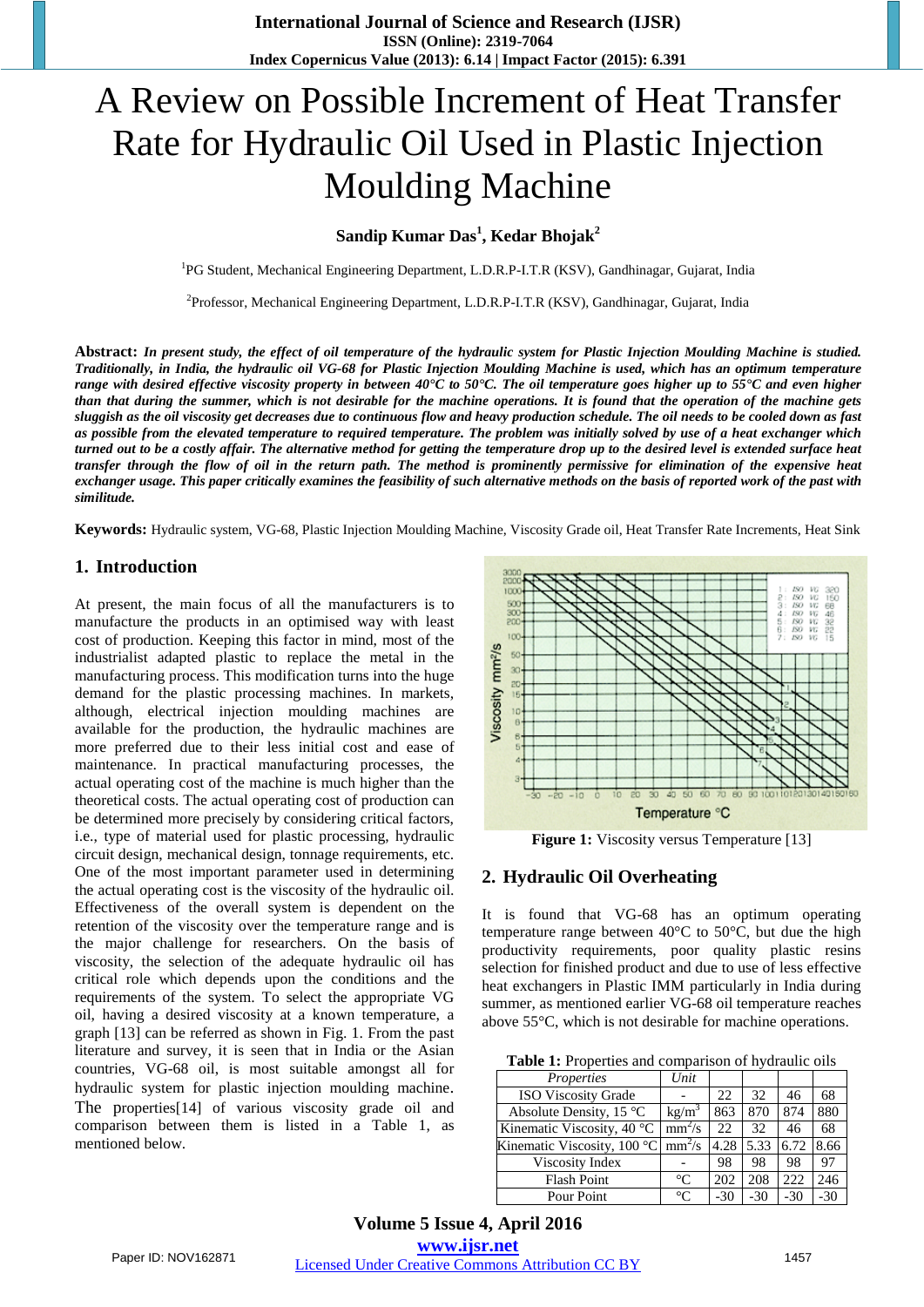# A Review on Possible Increment of Heat Transfer Rate for Hydraulic Oil Used in Plastic Injection Moulding Machine

**Sandip Kumar Das[1], Kedar Bhojak[2]**

[1]PG Student, Mechanical Engineering Department, L.D.R.P-I.T.R (KSV), Gandhinagar, Gujarat, India

[2]Professor, Mechanical Engineering Department, L.D.R.P-I.T.R (KSV), Gandhinagar, Gujarat, India

**Abstract:** ***In present study, the effect of oil temperature of the hydraulic system for Plastic Injection Moulding Machine is studied. Traditionally, in India, the hydraulic oil VG-68 for Plastic Injection Moulding Machine is used, which has an optimum temperature range with desired effective viscosity property in between 40°C to 50°C. The oil temperature goes higher up to 55°C and even higher than that during the summer, which is not desirable for the machine operations. It is found that the operation of the machine gets sluggish as the oil viscosity get decreases due to continuous flow and heavy production schedule. The oil needs to be cooled down as fast as possible from the elevated temperature to required temperature. The problem was initially solved by use of a heat exchanger which turned out to be a costly affair. The alternative method for getting the temperature drop up to the desired level is extended surface heat transfer through the flow of oil in the return path. The method is prominently permissive for elimination of the expensive heat exchanger usage. This paper critically examines the feasibility of such alternative methods on the basis of reported work of the past with similitude.***

**Keywords:** Hydraulic system, VG-68, Plastic Injection Moulding Machine, Viscosity Grade oil, Heat Transfer Rate Increments, Heat Sink

## 1. Introduction

At present, the main focus of all the manufacturers is to manufacture the products in an optimised way with least cost of production. Keeping this factor in mind, most of the industrialist adapted plastic to replace the metal in the manufacturing process. This modification turns into the huge demand for the plastic processing machines. In markets, although, electrical injection moulding machines are available for the production, the hydraulic machines are more preferred due to their less initial cost and ease of maintenance. In practical manufacturing processes, the actual operating cost of the machine is much higher than the theoretical costs. The actual operating cost of production can be determined more precisely by considering critical factors, i.e., type of material used for plastic processing, hydraulic circuit design, mechanical design, tonnage requirements, etc. One of the most important parameter used in determining the actual operating cost is the viscosity of the hydraulic oil. Effectiveness of the overall system is dependent on the retention of the viscosity over the temperature range and is the major challenge for researchers. On the basis of viscosity, the selection of the adequate hydraulic oil has critical role which depends upon the conditions and the requirements of the system. To select the appropriate VG oil, having a desired viscosity at a known temperature, a graph [13] can be referred as shown in Fig. 1. From the past literature and survey, it is seen that in India or the Asian countries, VG-68 oil, is most suitable amongst all for hydraulic system for plastic injection moulding machine. The properties[14] of various viscosity grade oil and comparison between them is listed in a Table 1, as mentioned below.

**Figure 1:** Viscosity versus Temperature [13]

## 2. Hydraulic Oil Overheating

It is found that VG-68 has an optimum operating temperature range between 40°C to 50°C, but due the high productivity requirements, poor quality plastic resins selection for finished product and due to use of less effective heat exchangers in Plastic IMM particularly in India during summer, as mentioned earlier VG-68 oil temperature reaches above 55°C, which is not desirable for machine operations.

**Table 1:** Properties and comparison of hydraulic oils

| *Properties* | *Unit* | | | | |
|---|---|---|---|---|---|
| ISO Viscosity Grade | - | 22 | 32 | 46 | 68 |
| Absolute Density, 15 °C | $kg/m^3$ | 863 | 870 | 874 | 880 |
| Kinematic Viscosity, 40 °C | $mm^2/s$ | 22 | 32 | 46 | 68 |
| Kinematic Viscosity, 100 °C | $mm^2/s$ | 4.28 | 5.33 | 6.72 | 8.66 |
| Viscosity Index | - | 98 | 98 | 98 | 97 |
| Flash Point | °C | 202 | 208 | 222 | 246 |
| Pour Point | °C | -30 | -30 | -30 | -30 |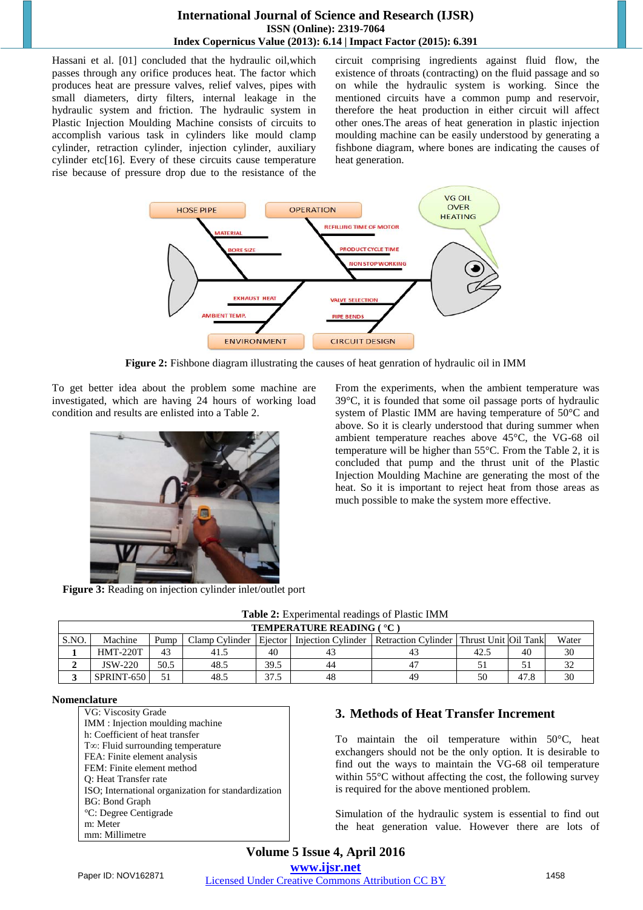Hassani et al. [01] concluded that the hydraulic oil,which passes through any orifice produces heat. The factor which produces heat are pressure valves, relief valves, pipes with small diameters, dirty filters, internal leakage in the hydraulic system and friction. The hydraulic system in Plastic Injection Moulding Machine consists of circuits to accomplish various task in cylinders like mould clamp cylinder, retraction cylinder, injection cylinder, auxiliary cylinder etc[16]. Every of these circuits cause temperature rise because of pressure drop due to the resistance of the circuit comprising ingredients against fluid flow, the existence of throats (contracting) on the fluid passage and so on while the hydraulic system is working. Since the mentioned circuits have a common pump and reservoir, therefore the heat production in either circuit will affect other ones.The areas of heat generation in plastic injection moulding machine can be easily understood by generating a fishbone diagram, where bones are indicating the causes of heat generation.

**Figure 2:** Fishbone diagram illustrating the causes of heat genration of hydraulic oil in IMM

To get better idea about the problem some machine are investigated, which are having 24 hours of working load condition and results are enlisted into a Table 2.

**Figure 3:** Reading on injection cylinder inlet/outlet port

From the experiments, when the ambient temperature was 39°C, it is founded that some oil passage ports of hydraulic system of Plastic IMM are having temperature of 50°C and above. So it is clearly understood that during summer when ambient temperature reaches above 45°C, the VG-68 oil temperature will be higher than 55°C. From the Table 2, it is concluded that pump and the thrust unit of the Plastic Injection Moulding Machine are generating the most of the heat. So it is important to reject heat from those areas as much possible to make the system more effective.

**Table 2:** Experimental readings of Plastic IMM

| TEMPERATURE READING ( °C ) | | | | | | | | | |
|---|---|---|---|---|---|---|---|---|---|
| S.NO. | Machine | Pump | Clamp Cylinder | Ejector | Injection Cylinder | Retraction Cylinder | Thrust Unit | Oil Tank | Water |
| **1** | HMT-220T | 43 | 41.5 | 40 | 43 | 43 | 42.5 | 40 | 30 |
| **2** | JSW-220 | 50.5 | 48.5 | 39.5 | 44 | 47 | 51 | 51 | 32 |
| **3** | SPRINT-650 | 51 | 48.5 | 37.5 | 48 | 49 | 50 | 47.8 | 30 |

**Nomenclature**

VG: Viscosity Grade
IMM : Injection moulding machine
h: Coefficient of heat transfer
T∞: Fluid surrounding temperature
FEA: Finite element analysis
FEM: Finite element method
Q: Heat Transfer rate
ISO; International organization for standardization
BG: Bond Graph
°C: Degree Centigrade
m: Meter
mm: Millimetre

## 3. Methods of Heat Transfer Increment

To maintain the oil temperature within 50°C, heat exchangers should not be the only option. It is desirable to find out the ways to maintain the VG-68 oil temperature within 55°C without affecting the cost, the following survey is required for the above mentioned problem.

Simulation of the hydraulic system is essential to find out the heat generation value. However there are lots of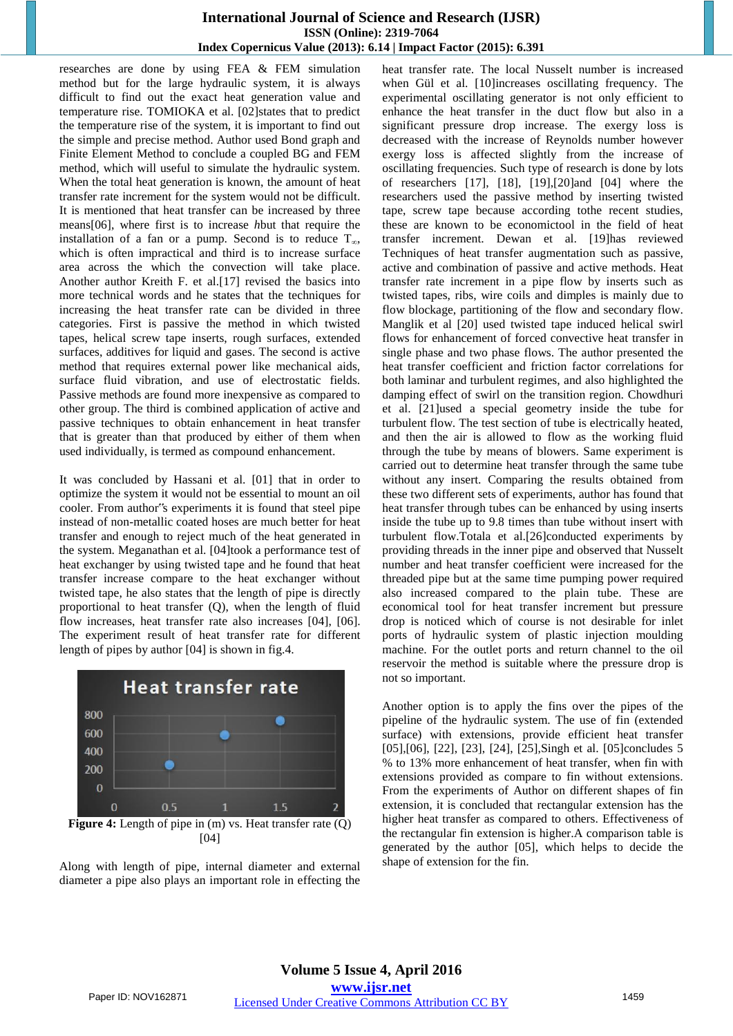researches are done by using FEA & FEM simulation method but for the large hydraulic system, it is always difficult to find out the exact heat generation value and temperature rise. TOMIOKA et al. [02]states that to predict the temperature rise of the system, it is important to find out the simple and precise method. Author used Bond graph and Finite Element Method to conclude a coupled BG and FEM method, which will useful to simulate the hydraulic system. When the total heat generation is known, the amount of heat transfer rate increment for the system would not be difficult. It is mentioned that heat transfer can be increased by three means[06], where first is to increase *h*but that require the installation of a fan or a pump. Second is to reduce $T_\infty$, which is often impractical and third is to increase surface area across the which the convection will take place. Another author Kreith F. et al.[17] revised the basics into more technical words and he states that the techniques for increasing the heat transfer rate can be divided in three categories. First is passive the method in which twisted tapes, helical screw tape inserts, rough surfaces, extended surfaces, additives for liquid and gases. The second is active method that requires external power like mechanical aids, surface fluid vibration, and use of electrostatic fields. Passive methods are found more inexpensive as compared to other group. The third is combined application of active and passive techniques to obtain enhancement in heat transfer that is greater than that produced by either of them when used individually, is termed as compound enhancement.

It was concluded by Hassani et al. [01] that in order to optimize the system it would not be essential to mount an oil cooler. From author‟s experiments it is found that steel pipe instead of non-metallic coated hoses are much better for heat transfer and enough to reject much of the heat generated in the system. Meganathan et al. [04]took a performance test of heat exchanger by using twisted tape and he found that heat transfer increase compare to the heat exchanger without twisted tape, he also states that the length of pipe is directly proportional to heat transfer (Q), when the length of fluid flow increases, heat transfer rate also increases [04], [06]. The experiment result of heat transfer rate for different length of pipes by author [04] is shown in fig.4.

**Figure 4:** Length of pipe in (m) vs. Heat transfer rate (Q) [04]

Along with length of pipe, internal diameter and external diameter a pipe also plays an important role in effecting the heat transfer rate. The local Nusselt number is increased when Gül et al. [10]increases oscillating frequency. The experimental oscillating generator is not only efficient to enhance the heat transfer in the duct flow but also in a significant pressure drop increase. The exergy loss is decreased with the increase of Reynolds number however exergy loss is affected slightly from the increase of oscillating frequencies. Such type of research is done by lots of researchers [17], [18], [19],[20]and [04] where the researchers used the passive method by inserting twisted tape, screw tape because according tothe recent studies, these are known to be economictool in the field of heat transfer increment. Dewan et al. [19]has reviewed Techniques of heat transfer augmentation such as passive, active and combination of passive and active methods. Heat transfer rate increment in a pipe flow by inserts such as twisted tapes, ribs, wire coils and dimples is mainly due to flow blockage, partitioning of the flow and secondary flow. Manglik et al [20] used twisted tape induced helical swirl flows for enhancement of forced convective heat transfer in single phase and two phase flows. The author presented the heat transfer coefficient and friction factor correlations for both laminar and turbulent regimes, and also highlighted the damping effect of swirl on the transition region. Chowdhuri et al. [21]used a special geometry inside the tube for turbulent flow. The test section of tube is electrically heated, and then the air is allowed to flow as the working fluid through the tube by means of blowers. Same experiment is carried out to determine heat transfer through the same tube without any insert. Comparing the results obtained from these two different sets of experiments, author has found that heat transfer through tubes can be enhanced by using inserts inside the tube up to 9.8 times than tube without insert with turbulent flow.Totala et al.[26]conducted experiments by providing threads in the inner pipe and observed that Nusselt number and heat transfer coefficient were increased for the threaded pipe but at the same time pumping power required also increased compared to the plain tube. These are economical tool for heat transfer increment but pressure drop is noticed which of course is not desirable for inlet ports of hydraulic system of plastic injection moulding machine. For the outlet ports and return channel to the oil reservoir the method is suitable where the pressure drop is not so important.

Another option is to apply the fins over the pipes of the pipeline of the hydraulic system. The use of fin (extended surface) with extensions, provide efficient heat transfer [05],[06], [22], [23], [24], [25],Singh et al. [05]concludes 5 % to 13% more enhancement of heat transfer, when fin with extensions provided as compare to fin without extensions. From the experiments of Author on different shapes of fin extension, it is concluded that rectangular extension has the higher heat transfer as compared to others. Effectiveness of the rectangular fin extension is higher.A comparison table is generated by the author [05], which helps to decide the shape of extension for the fin.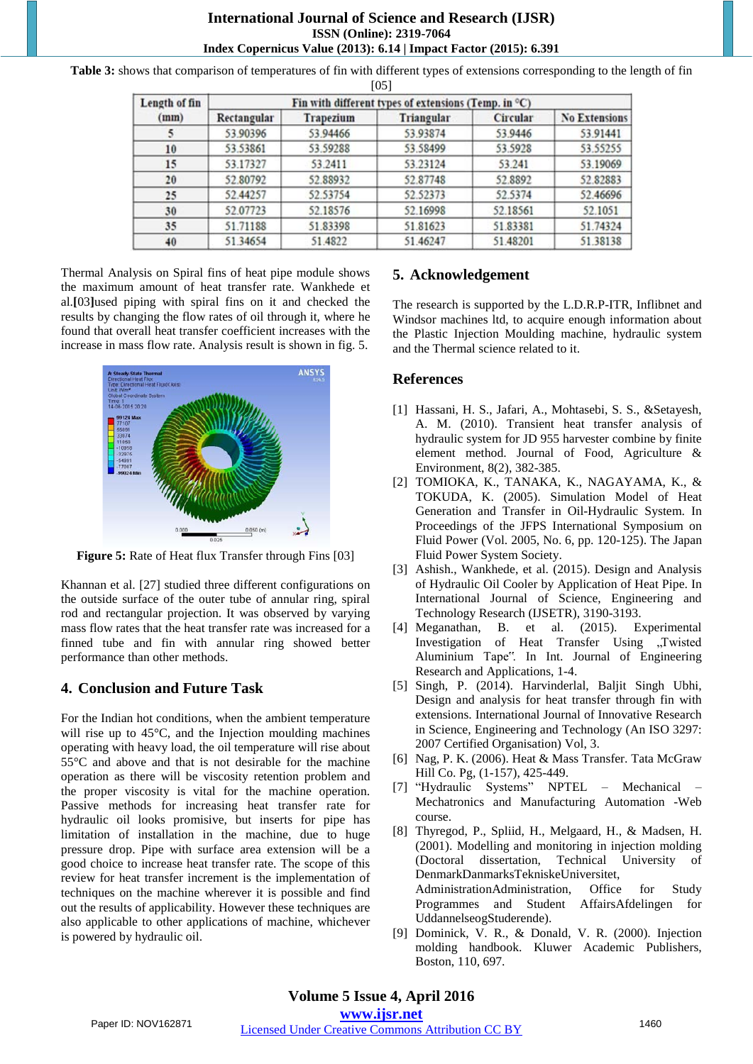**Table 3:** shows that comparison of temperatures of fin with different types of extensions corresponding to the length of fin [05]

| Length of fin (mm) | Fin with different types of extensions (Temp. in °C) | | | | |
|---|---|---|---|---|---|
| | Rectangular | Trapezium | Triangular | Circular | No Extensions |
| 5 | 53.90396 | 53.94466 | 53.93874 | 53.9446 | 53.91441 |
| 10 | 53.53861 | 53.59288 | 53.58499 | 53.5928 | 53.55255 |
| 15 | 53.17327 | 53.2411 | 53.23124 | 53.241 | 53.19069 |
| 20 | 52.80792 | 52.88932 | 52.87748 | 52.8892 | 52.82883 |
| 25 | 52.44257 | 52.53754 | 52.52373 | 52.5374 | 52.46696 |
| 30 | 52.07723 | 52.18576 | 52.16998 | 52.18561 | 52.1051 |
| 35 | 51.71188 | 51.83398 | 51.81623 | 51.83381 | 51.74324 |
| 40 | 51.34654 | 51.4822 | 51.46247 | 51.48201 | 51.38138 |

Thermal Analysis on Spiral fins of heat pipe module shows the maximum amount of heat transfer rate. Wankhede et al.[03]used piping with spiral fins on it and checked the results by changing the flow rates of oil through it, where he found that overall heat transfer coefficient increases with the increase in mass flow rate. Analysis result is shown in fig. 5.

**Figure 5:** Rate of Heat flux Transfer through Fins [03]

Khannan et al. [27] studied three different configurations on the outside surface of the outer tube of annular ring, spiral rod and rectangular projection. It was observed by varying mass flow rates that the heat transfer rate was increased for a finned tube and fin with annular ring showed better performance than other methods.

## 4. Conclusion and Future Task

For the Indian hot conditions, when the ambient temperature will rise up to 45°C, and the Injection moulding machines operating with heavy load, the oil temperature will rise about 55°C and above and that is not desirable for the machine operation as there will be viscosity retention problem and the proper viscosity is vital for the machine operation. Passive methods for increasing heat transfer rate for hydraulic oil looks promisive, but inserts for pipe has limitation of installation in the machine, due to huge pressure drop. Pipe with surface area extension will be a good choice to increase heat transfer rate. The scope of this review for heat transfer increment is the implementation of techniques on the machine wherever it is possible and find out the results of applicability. However these techniques are also applicable to other applications of machine, whichever is powered by hydraulic oil.

## 5. Acknowledgement

The research is supported by the L.D.R.P-ITR, Inflibnet and Windsor machines ltd, to acquire enough information about the Plastic Injection Moulding machine, hydraulic system and the Thermal science related to it.

## References

[1] Hassani, H. S., Jafari, A., Mohtasebi, S. S., &Setayesh, A. M. (2010). Transient heat transfer analysis of hydraulic system for JD 955 harvester combine by finite element method. Journal of Food, Agriculture & Environment, 8(2), 382-385.

[2] TOMIOKA, K., TANAKA, K., NAGAYAMA, K., & TOKUDA, K. (2005). Simulation Model of Heat Generation and Transfer in Oil-Hydraulic System. In Proceedings of the JFPS International Symposium on Fluid Power (Vol. 2005, No. 6, pp. 120-125). The Japan Fluid Power System Society.

[3] Ashish., Wankhede, et al. (2015). Design and Analysis of Hydraulic Oil Cooler by Application of Heat Pipe. In International Journal of Science, Engineering and Technology Research (IJSETR), 3190-3193.

[4] Meganathan, B. et al. (2015). Experimental Investigation of Heat Transfer Using „Twisted Aluminium Tape". In Int. Journal of Engineering Research and Applications, 1-4.

[5] Singh, P. (2014). Harvinderlal, Baljit Singh Ubhi, Design and analysis for heat transfer through fin with extensions. International Journal of Innovative Research in Science, Engineering and Technology (An ISO 3297: 2007 Certified Organisation) Vol, 3.

[6] Nag, P. K. (2006). Heat & Mass Transfer. Tata McGraw Hill Co. Pg, (1-157), 425-449.

[7] "Hydraulic Systems" NPTEL – Mechanical – Mechatronics and Manufacturing Automation -Web course.

[8] Thyregod, P., Spliid, H., Melgaard, H., & Madsen, H. (2001). Modelling and monitoring in injection molding (Doctoral dissertation, Technical University of DenmarkDanmarksTekniskeUniversitet, AdministrationAdministration, Office for Study Programmes and Student AffairsAfdelingen for UddannelseogStuderende).

[9] Dominick, V. R., & Donald, V. R. (2000). Injection molding handbook. Kluwer Academic Publishers, Boston, 110, 697.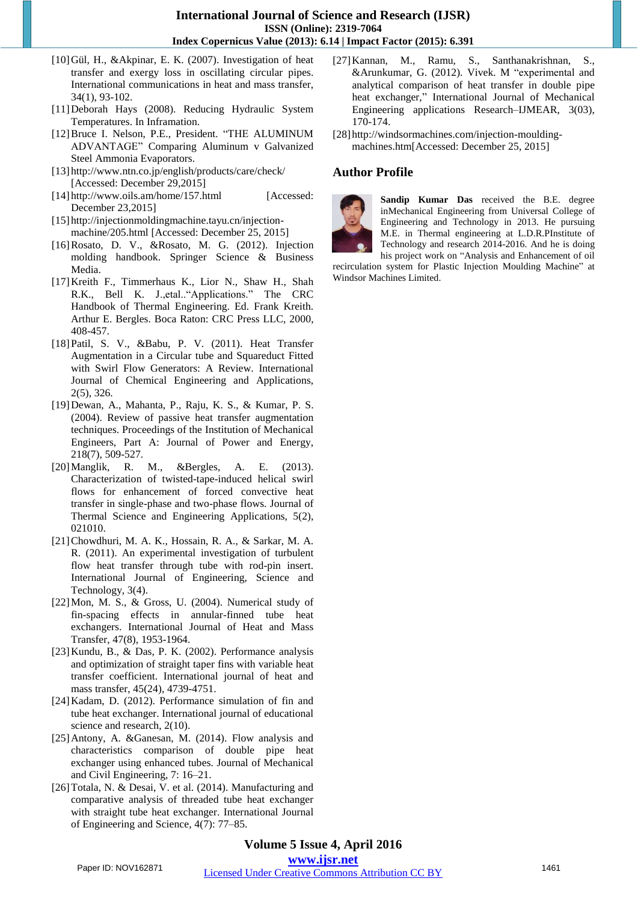[10] Gül, H., &Akpinar, E. K. (2007). Investigation of heat transfer and exergy loss in oscillating circular pipes. International communications in heat and mass transfer, 34(1), 93-102.

[11] Deborah Hays (2008). Reducing Hydraulic System Temperatures. In Inframation.

[12] Bruce I. Nelson, P.E., President. "THE ALUMINUM ADVANTAGE" Comparing Aluminum v Galvanized Steel Ammonia Evaporators.

[13] http://www.ntn.co.jp/english/products/care/check/ [Accessed: December 29,2015]

[14] http://www.oils.am/home/157.html [Accessed: December 23,2015]

[15] http://injectionmoldingmachine.tayu.cn/injection-machine/205.html [Accessed: December 25, 2015]

[16] Rosato, D. V., &Rosato, M. G. (2012). Injection molding handbook. Springer Science & Business Media.

[17] Kreith F., Timmerhaus K., Lior N., Shaw H., Shah R.K., Bell K. J.,etal.."Applications." The CRC Handbook of Thermal Engineering. Ed. Frank Kreith. Arthur E. Bergles. Boca Raton: CRC Press LLC, 2000, 408-457.

[18] Patil, S. V., &Babu, P. V. (2011). Heat Transfer Augmentation in a Circular tube and Squareduct Fitted with Swirl Flow Generators: A Review. International Journal of Chemical Engineering and Applications, 2(5), 326.

[19] Dewan, A., Mahanta, P., Raju, K. S., & Kumar, P. S. (2004). Review of passive heat transfer augmentation techniques. Proceedings of the Institution of Mechanical Engineers, Part A: Journal of Power and Energy, 218(7), 509-527.

[20] Manglik, R. M., &Bergles, A. E. (2013). Characterization of twisted-tape-induced helical swirl flows for enhancement of forced convective heat transfer in single-phase and two-phase flows. Journal of Thermal Science and Engineering Applications, 5(2), 021010.

[21] Chowdhuri, M. A. K., Hossain, R. A., & Sarkar, M. A. R. (2011). An experimental investigation of turbulent flow heat transfer through tube with rod-pin insert. International Journal of Engineering, Science and Technology, 3(4).

[22] Mon, M. S., & Gross, U. (2004). Numerical study of fin-spacing effects in annular-finned tube heat exchangers. International Journal of Heat and Mass Transfer, 47(8), 1953-1964.

[23] Kundu, B., & Das, P. K. (2002). Performance analysis and optimization of straight taper fins with variable heat transfer coefficient. International journal of heat and mass transfer, 45(24), 4739-4751.

[24] Kadam, D. (2012). Performance simulation of fin and tube heat exchanger. International journal of educational science and research, 2(10).

[25] Antony, A. &Ganesan, M. (2014). Flow analysis and characteristics comparison of double pipe heat exchanger using enhanced tubes. Journal of Mechanical and Civil Engineering, 7: 16–21.

[26] Totala, N. & Desai, V. et al. (2014). Manufacturing and comparative analysis of threaded tube heat exchanger with straight tube heat exchanger. International Journal of Engineering and Science, 4(7): 77–85.

[27] Kannan, M., Ramu, S., Santhanakrishnan, S., &Arunkumar, G. (2012). Vivek. M "experimental and analytical comparison of heat transfer in double pipe heat exchanger," International Journal of Mechanical Engineering applications Research–IJMEAR, 3(03), 170-174.

[28] http://windsormachines.com/injection-moulding-machines.htm[Accessed: December 25, 2015]

## Author Profile

**Sandip Kumar Das** received the B.E. degree inMechanical Engineering from Universal College of Engineering and Technology in 2013. He pursuing M.E. in Thermal engineering at L.D.R.PInstitute of Technology and research 2014-2016. And he is doing his project work on "Analysis and Enhancement of oil recirculation system for Plastic Injection Moulding Machine" at Windsor Machines Limited.